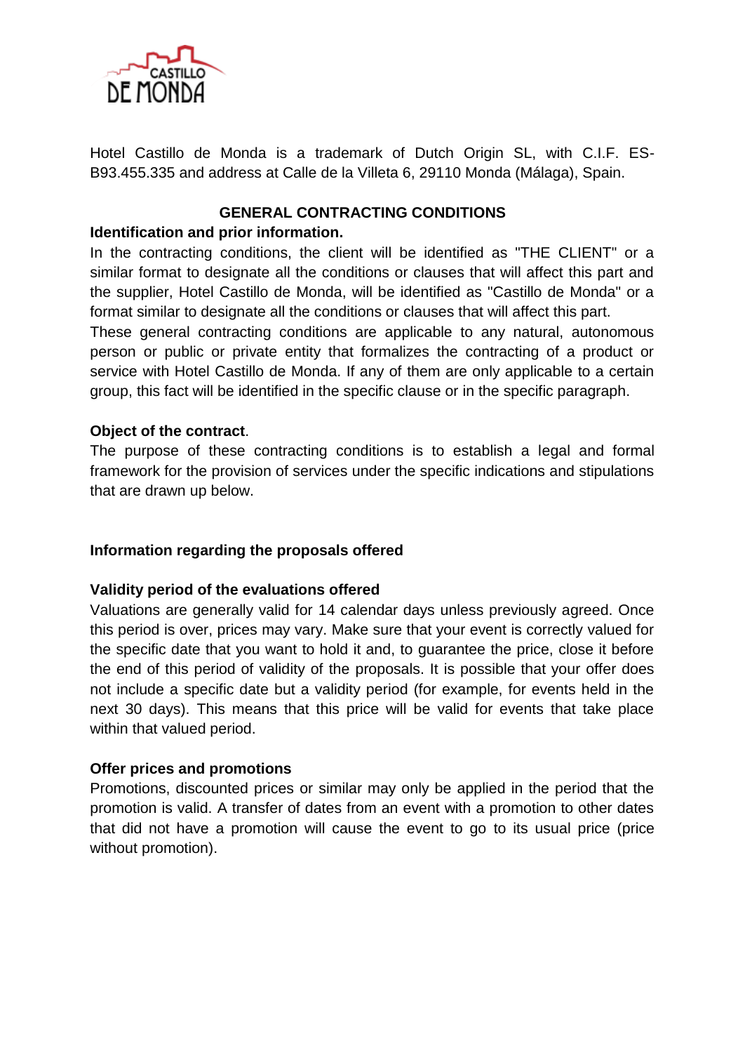Hotel Castillo de Monda is a trademark of Dutch Origin SL, with C.I.F. ES-B93.455.335 and address at Calle de la Villeta 6, 29110 Monda (Málaga), Spain.

# GENERAL CONTRACTING CONDITIONS

**Identification and prior information.**

In the contracting conditions, the client will be identified as "THE CLIENT" or a similar format to designate all the conditions or clauses that will affect this part and the supplier, Hotel Castillo de Monda, will be identified as "Castillo de Monda" or a format similar to designate all the conditions or clauses that will affect this part.

These general contracting conditions are applicable to any natural, autonomous person or public or private entity that formalizes the contracting of a product or service with Hotel Castillo de Monda. If any of them are only applicable to a certain group, this fact will be identified in the specific clause or in the specific paragraph.

**Object of the contract**.

The purpose of these contracting conditions is to establish a legal and formal framework for the provision of services under the specific indications and stipulations that are drawn up below.

**Information regarding the proposals offered**

**Validity period of the evaluations offered**

Valuations are generally valid for 14 calendar days unless previously agreed. Once this period is over, prices may vary. Make sure that your event is correctly valued for the specific date that you want to hold it and, to guarantee the price, close it before the end of this period of validity of the proposals. It is possible that your offer does not include a specific date but a validity period (for example, for events held in the next 30 days). This means that this price will be valid for events that take place within that valued period.

**Offer prices and promotions**

Promotions, discounted prices or similar may only be applied in the period that the promotion is valid. A transfer of dates from an event with a promotion to other dates that did not have a promotion will cause the event to go to its usual price (price without promotion).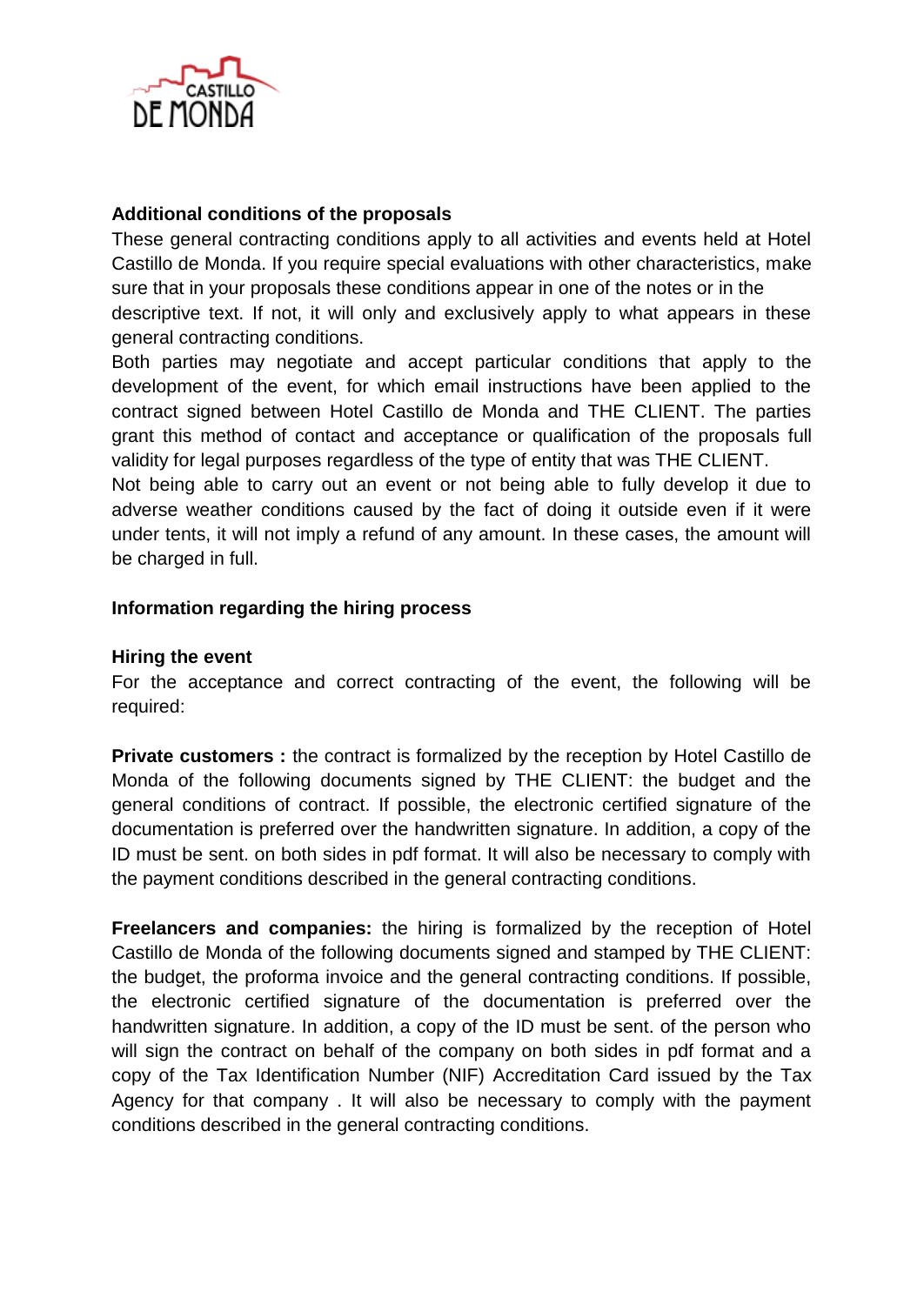**Additional conditions of the proposals**

These general contracting conditions apply to all activities and events held at Hotel Castillo de Monda. If you require special evaluations with other characteristics, make sure that in your proposals these conditions appear in one of the notes or in the descriptive text. If not, it will only and exclusively apply to what appears in these general contracting conditions.

Both parties may negotiate and accept particular conditions that apply to the development of the event, for which email instructions have been applied to the contract signed between Hotel Castillo de Monda and THE CLIENT. The parties grant this method of contact and acceptance or qualification of the proposals full validity for legal purposes regardless of the type of entity that was THE CLIENT.

Not being able to carry out an event or not being able to fully develop it due to adverse weather conditions caused by the fact of doing it outside even if it were under tents, it will not imply a refund of any amount. In these cases, the amount will be charged in full.

**Information regarding the hiring process**

**Hiring the event**

For the acceptance and correct contracting of the event, the following will be required:

**Private customers :** the contract is formalized by the reception by Hotel Castillo de Monda of the following documents signed by THE CLIENT: the budget and the general conditions of contract. If possible, the electronic certified signature of the documentation is preferred over the handwritten signature. In addition, a copy of the ID must be sent. on both sides in pdf format. It will also be necessary to comply with the payment conditions described in the general contracting conditions.

**Freelancers and companies:** the hiring is formalized by the reception of Hotel Castillo de Monda of the following documents signed and stamped by THE CLIENT: the budget, the proforma invoice and the general contracting conditions. If possible, the electronic certified signature of the documentation is preferred over the handwritten signature. In addition, a copy of the ID must be sent. of the person who will sign the contract on behalf of the company on both sides in pdf format and a copy of the Tax Identification Number (NIF) Accreditation Card issued by the Tax Agency for that company . It will also be necessary to comply with the payment conditions described in the general contracting conditions.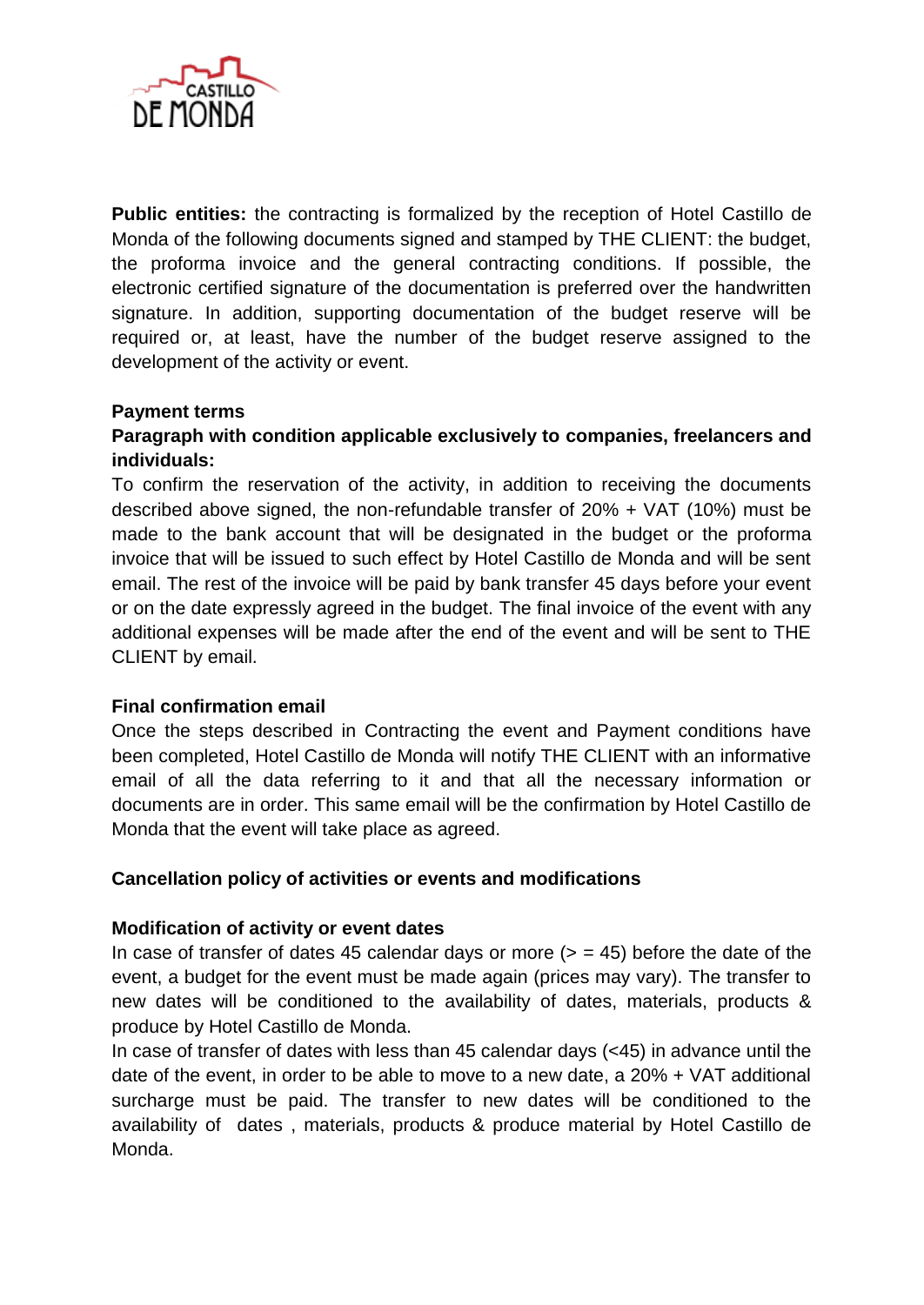**Public entities:** the contracting is formalized by the reception of Hotel Castillo de Monda of the following documents signed and stamped by THE CLIENT: the budget, the proforma invoice and the general contracting conditions. If possible, the electronic certified signature of the documentation is preferred over the handwritten signature. In addition, supporting documentation of the budget reserve will be required or, at least, have the number of the budget reserve assigned to the development of the activity or event.

**Payment terms**

**Paragraph with condition applicable exclusively to companies, freelancers and individuals:**

To confirm the reservation of the activity, in addition to receiving the documents described above signed, the non-refundable transfer of 20% + VAT (10%) must be made to the bank account that will be designated in the budget or the proforma invoice that will be issued to such effect by Hotel Castillo de Monda and will be sent email. The rest of the invoice will be paid by bank transfer 45 days before your event or on the date expressly agreed in the budget. The final invoice of the event with any additional expenses will be made after the end of the event and will be sent to THE CLIENT by email.

**Final confirmation email**

Once the steps described in Contracting the event and Payment conditions have been completed, Hotel Castillo de Monda will notify THE CLIENT with an informative email of all the data referring to it and that all the necessary information or documents are in order. This same email will be the confirmation by Hotel Castillo de Monda that the event will take place as agreed.

**Cancellation policy of activities or events and modifications**

**Modification of activity or event dates**

In case of transfer of dates 45 calendar days or more (> = 45) before the date of the event, a budget for the event must be made again (prices may vary). The transfer to new dates will be conditioned to the availability of dates, materials, products & produce by Hotel Castillo de Monda.

In case of transfer of dates with less than 45 calendar days (<45) in advance until the date of the event, in order to be able to move to a new date, a 20% + VAT additional surcharge must be paid. The transfer to new dates will be conditioned to the availability of dates , materials, products & produce material by Hotel Castillo de Monda.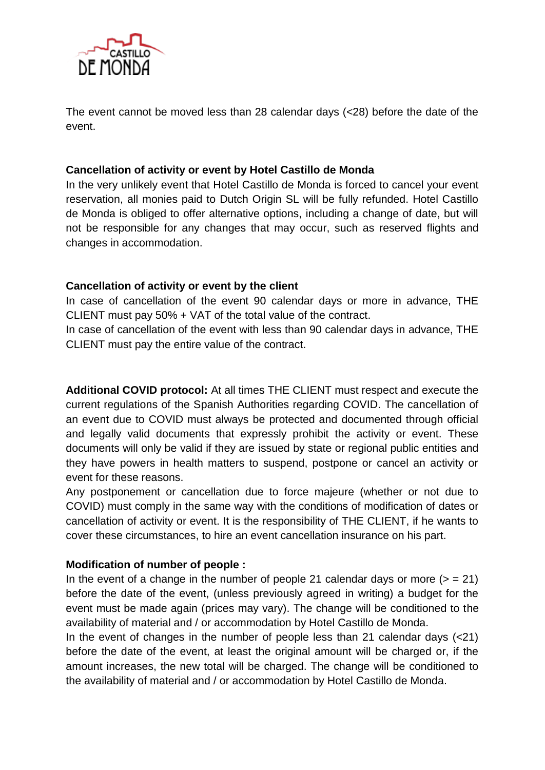The event cannot be moved less than 28 calendar days (<28) before the date of the event.

**Cancellation of activity or event by Hotel Castillo de Monda**

In the very unlikely event that Hotel Castillo de Monda is forced to cancel your event reservation, all monies paid to Dutch Origin SL will be fully refunded. Hotel Castillo de Monda is obliged to offer alternative options, including a change of date, but will not be responsible for any changes that may occur, such as reserved flights and changes in accommodation.

**Cancellation of activity or event by the client**

In case of cancellation of the event 90 calendar days or more in advance, THE CLIENT must pay 50% + VAT of the total value of the contract.

In case of cancellation of the event with less than 90 calendar days in advance, THE CLIENT must pay the entire value of the contract.

**Additional COVID protocol:** At all times THE CLIENT must respect and execute the current regulations of the Spanish Authorities regarding COVID. The cancellation of an event due to COVID must always be protected and documented through official and legally valid documents that expressly prohibit the activity or event. These documents will only be valid if they are issued by state or regional public entities and they have powers in health matters to suspend, postpone or cancel an activity or event for these reasons.

Any postponement or cancellation due to force majeure (whether or not due to COVID) must comply in the same way with the conditions of modification of dates or cancellation of activity or event. It is the responsibility of THE CLIENT, if he wants to cover these circumstances, to hire an event cancellation insurance on his part.

**Modification of number of people :**

In the event of a change in the number of people 21 calendar days or more (> = 21) before the date of the event, (unless previously agreed in writing) a budget for the event must be made again (prices may vary). The change will be conditioned to the availability of material and / or accommodation by Hotel Castillo de Monda.

In the event of changes in the number of people less than 21 calendar days (<21) before the date of the event, at least the original amount will be charged or, if the amount increases, the new total will be charged. The change will be conditioned to the availability of material and / or accommodation by Hotel Castillo de Monda.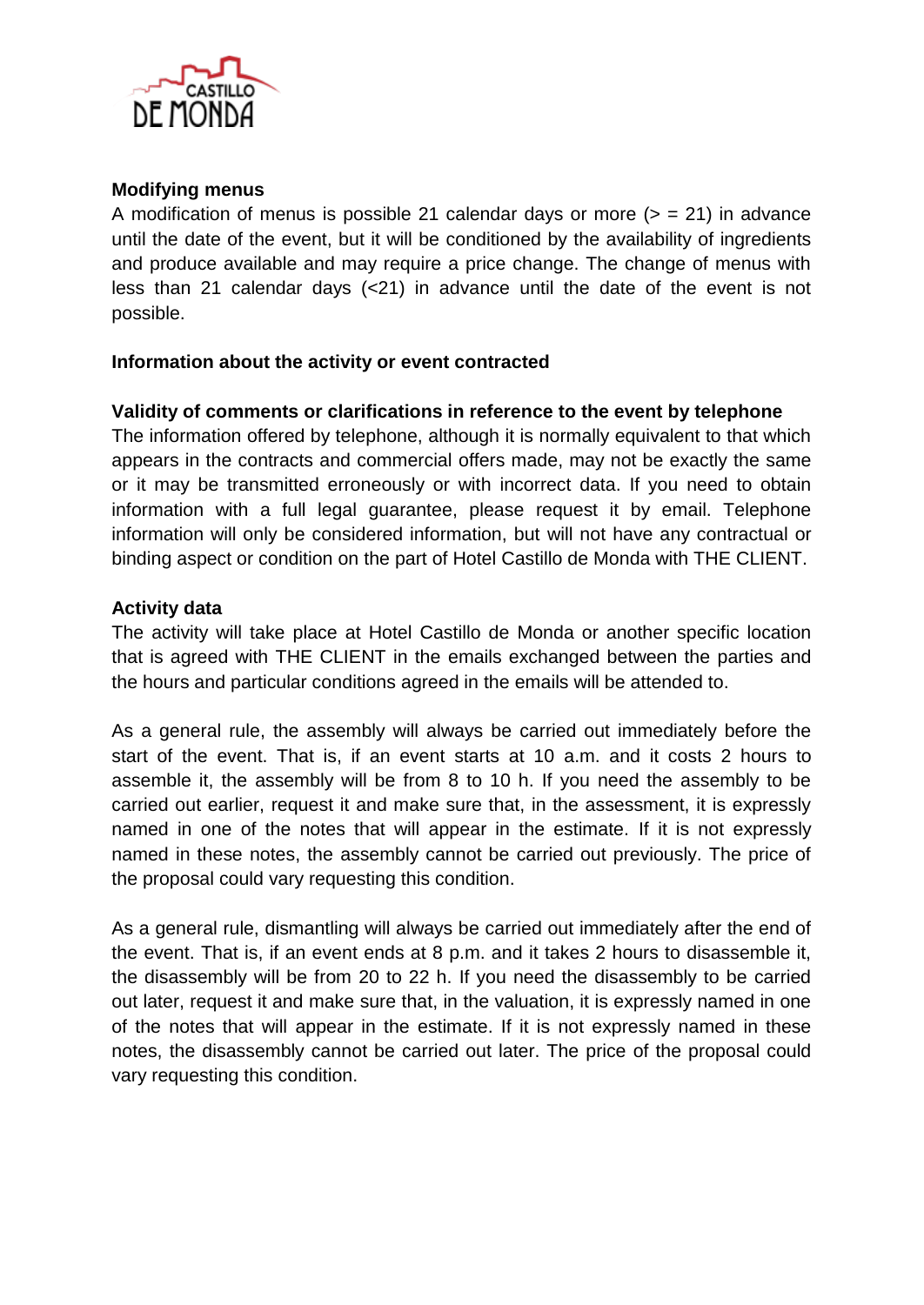**Modifying menus**

A modification of menus is possible 21 calendar days or more (> = 21) in advance until the date of the event, but it will be conditioned by the availability of ingredients and produce available and may require a price change. The change of menus with less than 21 calendar days (<21) in advance until the date of the event is not possible.

**Information about the activity or event contracted**

**Validity of comments or clarifications in reference to the event by telephone**

The information offered by telephone, although it is normally equivalent to that which appears in the contracts and commercial offers made, may not be exactly the same or it may be transmitted erroneously or with incorrect data. If you need to obtain information with a full legal guarantee, please request it by email. Telephone information will only be considered information, but will not have any contractual or binding aspect or condition on the part of Hotel Castillo de Monda with THE CLIENT.

**Activity data**

The activity will take place at Hotel Castillo de Monda or another specific location that is agreed with THE CLIENT in the emails exchanged between the parties and the hours and particular conditions agreed in the emails will be attended to.

As a general rule, the assembly will always be carried out immediately before the start of the event. That is, if an event starts at 10 a.m. and it costs 2 hours to assemble it, the assembly will be from 8 to 10 h. If you need the assembly to be carried out earlier, request it and make sure that, in the assessment, it is expressly named in one of the notes that will appear in the estimate. If it is not expressly named in these notes, the assembly cannot be carried out previously. The price of the proposal could vary requesting this condition.

As a general rule, dismantling will always be carried out immediately after the end of the event. That is, if an event ends at 8 p.m. and it takes 2 hours to disassemble it, the disassembly will be from 20 to 22 h. If you need the disassembly to be carried out later, request it and make sure that, in the valuation, it is expressly named in one of the notes that will appear in the estimate. If it is not expressly named in these notes, the disassembly cannot be carried out later. The price of the proposal could vary requesting this condition.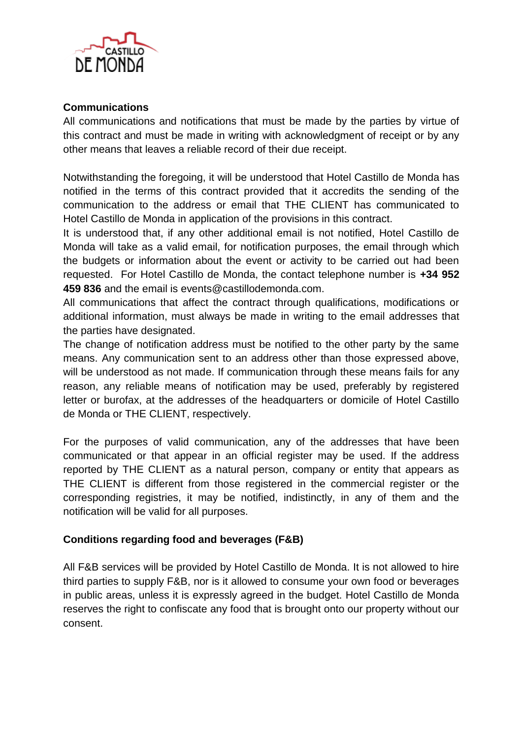**Communications**

All communications and notifications that must be made by the parties by virtue of this contract and must be made in writing with acknowledgment of receipt or by any other means that leaves a reliable record of their due receipt.

Notwithstanding the foregoing, it will be understood that Hotel Castillo de Monda has notified in the terms of this contract provided that it accredits the sending of the communication to the address or email that THE CLIENT has communicated to Hotel Castillo de Monda in application of the provisions in this contract.

It is understood that, if any other additional email is not notified, Hotel Castillo de Monda will take as a valid email, for notification purposes, the email through which the budgets or information about the event or activity to be carried out had been requested. For Hotel Castillo de Monda, the contact telephone number is **+34 952 459 836** and the email is events@castillodemonda.com.

All communications that affect the contract through qualifications, modifications or additional information, must always be made in writing to the email addresses that the parties have designated.

The change of notification address must be notified to the other party by the same means. Any communication sent to an address other than those expressed above, will be understood as not made. If communication through these means fails for any reason, any reliable means of notification may be used, preferably by registered letter or burofax, at the addresses of the headquarters or domicile of Hotel Castillo de Monda or THE CLIENT, respectively.

For the purposes of valid communication, any of the addresses that have been communicated or that appear in an official register may be used. If the address reported by THE CLIENT as a natural person, company or entity that appears as THE CLIENT is different from those registered in the commercial register or the corresponding registries, it may be notified, indistinctly, in any of them and the notification will be valid for all purposes.

**Conditions regarding food and beverages (F&B)**

All F&B services will be provided by Hotel Castillo de Monda. It is not allowed to hire third parties to supply F&B, nor is it allowed to consume your own food or beverages in public areas, unless it is expressly agreed in the budget. Hotel Castillo de Monda reserves the right to confiscate any food that is brought onto our property without our consent.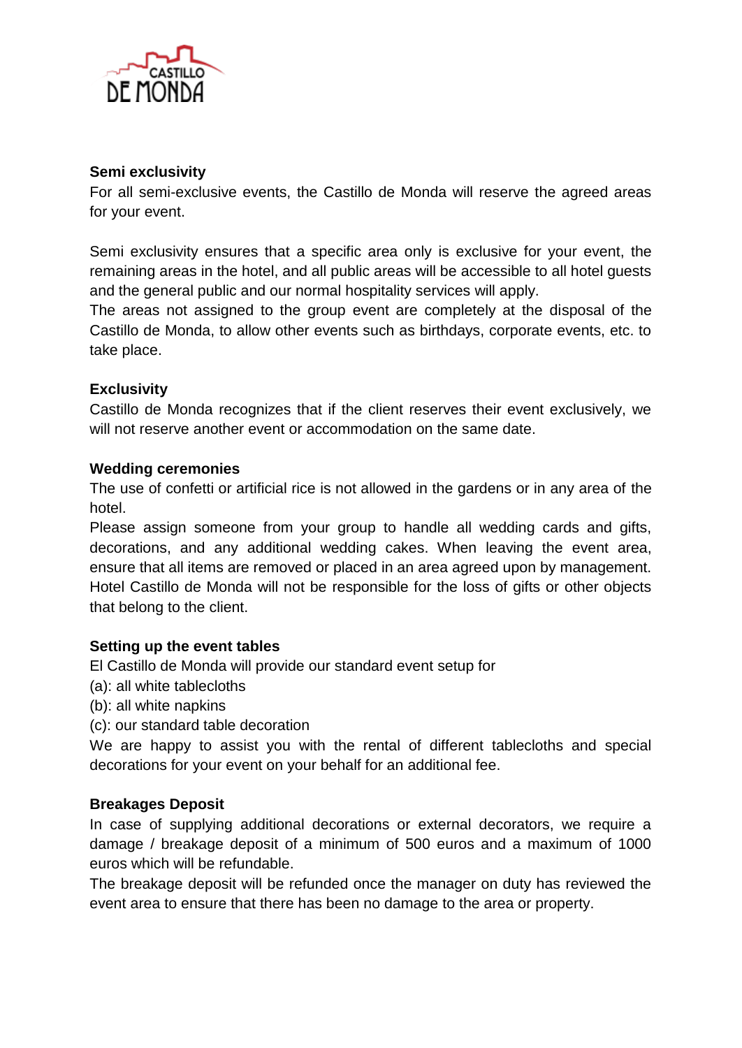**Semi exclusivity**

For all semi-exclusive events, the Castillo de Monda will reserve the agreed areas for your event.

Semi exclusivity ensures that a specific area only is exclusive for your event, the remaining areas in the hotel, and all public areas will be accessible to all hotel guests and the general public and our normal hospitality services will apply.
The areas not assigned to the group event are completely at the disposal of the Castillo de Monda, to allow other events such as birthdays, corporate events, etc. to take place.

**Exclusivity**

Castillo de Monda recognizes that if the client reserves their event exclusively, we will not reserve another event or accommodation on the same date.

**Wedding ceremonies**

The use of confetti or artificial rice is not allowed in the gardens or in any area of the hotel.
Please assign someone from your group to handle all wedding cards and gifts, decorations, and any additional wedding cakes. When leaving the event area, ensure that all items are removed or placed in an area agreed upon by management. Hotel Castillo de Monda will not be responsible for the loss of gifts or other objects that belong to the client.

**Setting up the event tables**

El Castillo de Monda will provide our standard event setup for
(a): all white tablecloths
(b): all white napkins
(c): our standard table decoration
We are happy to assist you with the rental of different tablecloths and special decorations for your event on your behalf for an additional fee.

**Breakages Deposit**

In case of supplying additional decorations or external decorators, we require a damage / breakage deposit of a minimum of 500 euros and a maximum of 1000 euros which will be refundable.
The breakage deposit will be refunded once the manager on duty has reviewed the event area to ensure that there has been no damage to the area or property.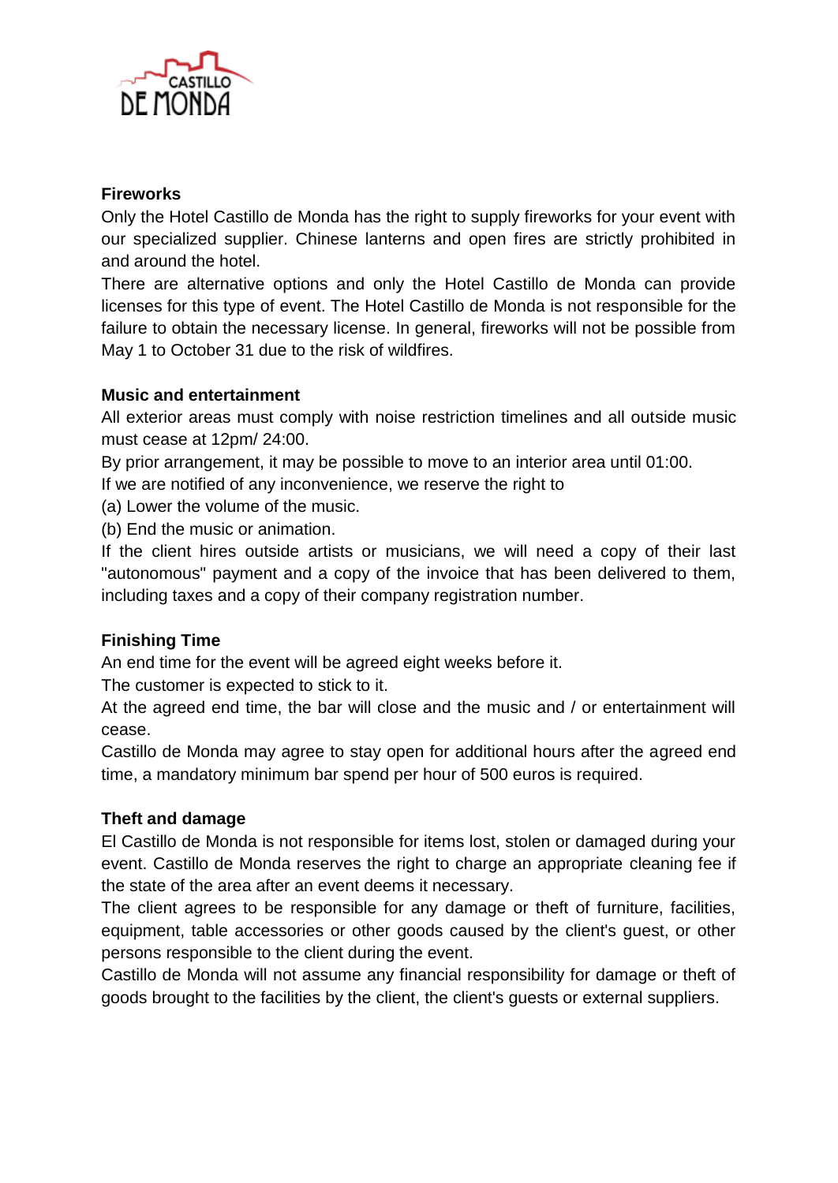**Fireworks**

Only the Hotel Castillo de Monda has the right to supply fireworks for your event with our specialized supplier. Chinese lanterns and open fires are strictly prohibited in and around the hotel.

There are alternative options and only the Hotel Castillo de Monda can provide licenses for this type of event. The Hotel Castillo de Monda is not responsible for the failure to obtain the necessary license. In general, fireworks will not be possible from May 1 to October 31 due to the risk of wildfires.

**Music and entertainment**

All exterior areas must comply with noise restriction timelines and all outside music must cease at 12pm/ 24:00.

By prior arrangement, it may be possible to move to an interior area until 01:00.

If we are notified of any inconvenience, we reserve the right to

(a) Lower the volume of the music.

(b) End the music or animation.

If the client hires outside artists or musicians, we will need a copy of their last "autonomous" payment and a copy of the invoice that has been delivered to them, including taxes and a copy of their company registration number.

**Finishing Time**

An end time for the event will be agreed eight weeks before it.

The customer is expected to stick to it.

At the agreed end time, the bar will close and the music and / or entertainment will cease.

Castillo de Monda may agree to stay open for additional hours after the agreed end time, a mandatory minimum bar spend per hour of 500 euros is required.

**Theft and damage**

El Castillo de Monda is not responsible for items lost, stolen or damaged during your event. Castillo de Monda reserves the right to charge an appropriate cleaning fee if the state of the area after an event deems it necessary.

The client agrees to be responsible for any damage or theft of furniture, facilities, equipment, table accessories or other goods caused by the client's guest, or other persons responsible to the client during the event.

Castillo de Monda will not assume any financial responsibility for damage or theft of goods brought to the facilities by the client, the client's guests or external suppliers.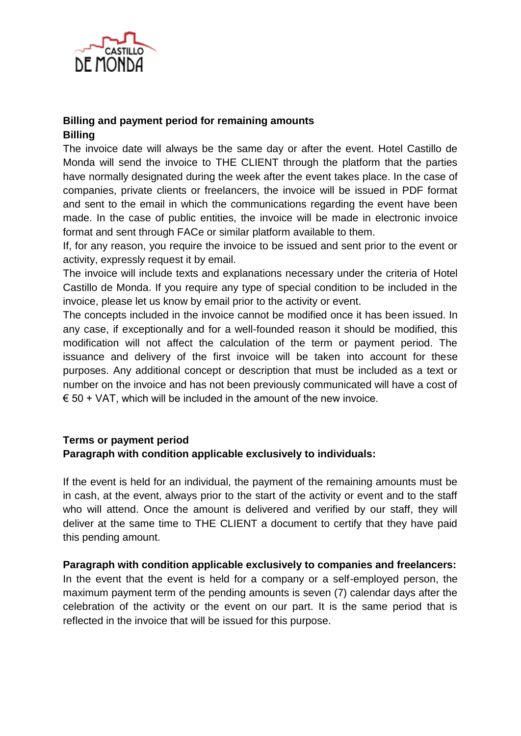**Billing and payment period for remaining amounts**

**Billing**

The invoice date will always be the same day or after the event. Hotel Castillo de Monda will send the invoice to THE CLIENT through the platform that the parties have normally designated during the week after the event takes place. In the case of companies, private clients or freelancers, the invoice will be issued in PDF format and sent to the email in which the communications regarding the event have been made. In the case of public entities, the invoice will be made in electronic invoice format and sent through FACe or similar platform available to them.

If, for any reason, you require the invoice to be issued and sent prior to the event or activity, expressly request it by email.

The invoice will include texts and explanations necessary under the criteria of Hotel Castillo de Monda. If you require any type of special condition to be included in the invoice, please let us know by email prior to the activity or event.

The concepts included in the invoice cannot be modified once it has been issued. In any case, if exceptionally and for a well-founded reason it should be modified, this modification will not affect the calculation of the term or payment period. The issuance and delivery of the first invoice will be taken into account for these purposes. Any additional concept or description that must be included as a text or number on the invoice and has not been previously communicated will have a cost of € 50 + VAT, which will be included in the amount of the new invoice.

**Terms or payment period**

**Paragraph with condition applicable exclusively to individuals:**

If the event is held for an individual, the payment of the remaining amounts must be in cash, at the event, always prior to the start of the activity or event and to the staff who will attend. Once the amount is delivered and verified by our staff, they will deliver at the same time to THE CLIENT a document to certify that they have paid this pending amount.

**Paragraph with condition applicable exclusively to companies and freelancers:**

In the event that the event is held for a company or a self-employed person, the maximum payment term of the pending amounts is seven (7) calendar days after the celebration of the activity or the event on our part. It is the same period that is reflected in the invoice that will be issued for this purpose.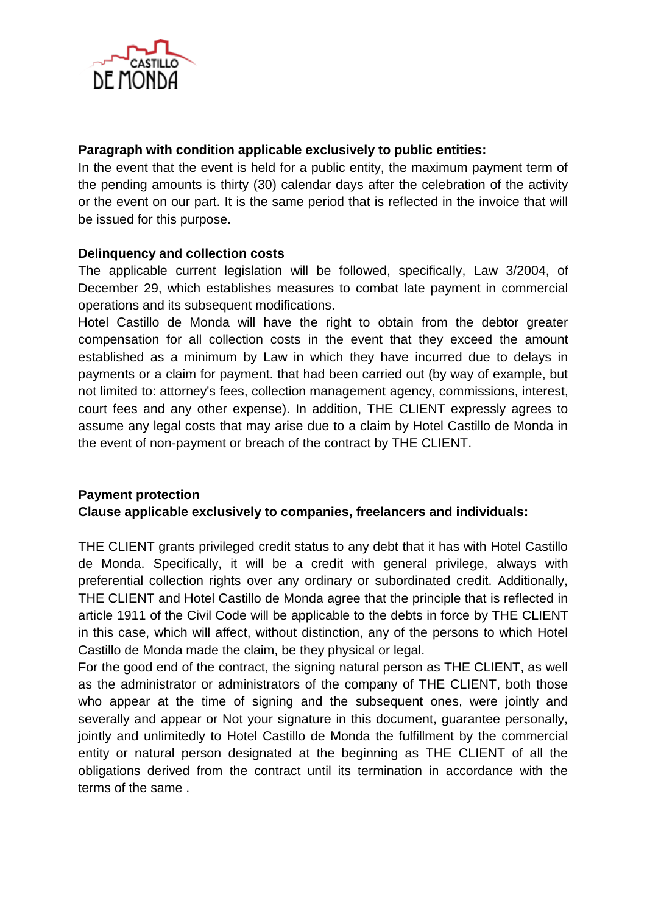**Paragraph with condition applicable exclusively to public entities:**

In the event that the event is held for a public entity, the maximum payment term of the pending amounts is thirty (30) calendar days after the celebration of the activity or the event on our part. It is the same period that is reflected in the invoice that will be issued for this purpose.

**Delinquency and collection costs**

The applicable current legislation will be followed, specifically, Law 3/2004, of December 29, which establishes measures to combat late payment in commercial operations and its subsequent modifications.

Hotel Castillo de Monda will have the right to obtain from the debtor greater compensation for all collection costs in the event that they exceed the amount established as a minimum by Law in which they have incurred due to delays in payments or a claim for payment. that had been carried out (by way of example, but not limited to: attorney's fees, collection management agency, commissions, interest, court fees and any other expense). In addition, THE CLIENT expressly agrees to assume any legal costs that may arise due to a claim by Hotel Castillo de Monda in the event of non-payment or breach of the contract by THE CLIENT.

**Payment protection**

**Clause applicable exclusively to companies, freelancers and individuals:**

THE CLIENT grants privileged credit status to any debt that it has with Hotel Castillo de Monda. Specifically, it will be a credit with general privilege, always with preferential collection rights over any ordinary or subordinated credit. Additionally, THE CLIENT and Hotel Castillo de Monda agree that the principle that is reflected in article 1911 of the Civil Code will be applicable to the debts in force by THE CLIENT in this case, which will affect, without distinction, any of the persons to which Hotel Castillo de Monda made the claim, be they physical or legal.

For the good end of the contract, the signing natural person as THE CLIENT, as well as the administrator or administrators of the company of THE CLIENT, both those who appear at the time of signing and the subsequent ones, were jointly and severally and appear or Not your signature in this document, guarantee personally, jointly and unlimitedly to Hotel Castillo de Monda the fulfillment by the commercial entity or natural person designated at the beginning as THE CLIENT of all the obligations derived from the contract until its termination in accordance with the terms of the same .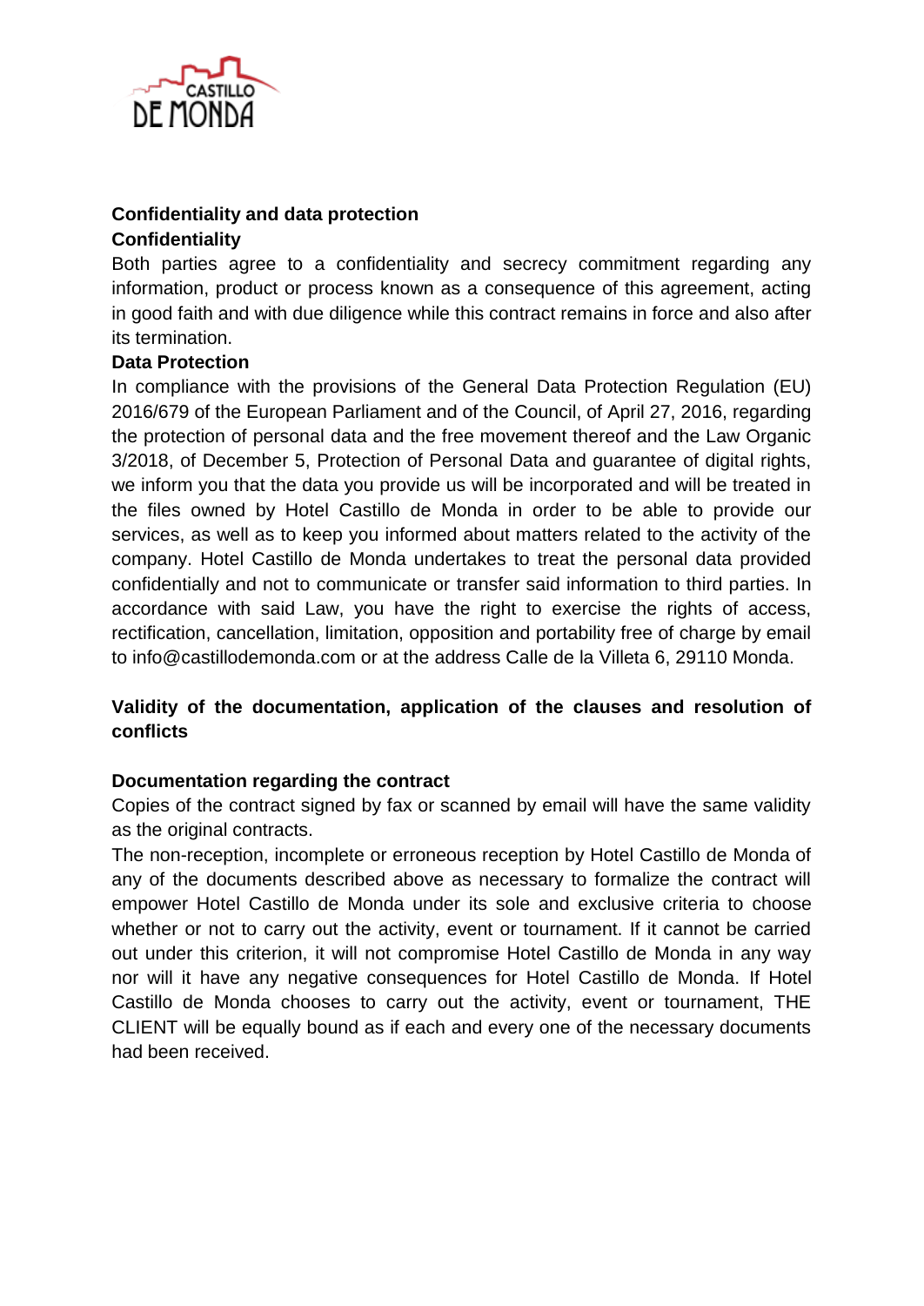## Confidentiality and data protection

### Confidentiality

Both parties agree to a confidentiality and secrecy commitment regarding any information, product or process known as a consequence of this agreement, acting in good faith and with due diligence while this contract remains in force and also after its termination.

### Data Protection

In compliance with the provisions of the General Data Protection Regulation (EU) 2016/679 of the European Parliament and of the Council, of April 27, 2016, regarding the protection of personal data and the free movement thereof and the Law Organic 3/2018, of December 5, Protection of Personal Data and guarantee of digital rights, we inform you that the data you provide us will be incorporated and will be treated in the files owned by Hotel Castillo de Monda in order to be able to provide our services, as well as to keep you informed about matters related to the activity of the company. Hotel Castillo de Monda undertakes to treat the personal data provided confidentially and not to communicate or transfer said information to third parties. In accordance with said Law, you have the right to exercise the rights of access, rectification, cancellation, limitation, opposition and portability free of charge by email to info@castillodemonda.com or at the address Calle de la Villeta 6, 29110 Monda.

## Validity of the documentation, application of the clauses and resolution of conflicts

### Documentation regarding the contract

Copies of the contract signed by fax or scanned by email will have the same validity as the original contracts.

The non-reception, incomplete or erroneous reception by Hotel Castillo de Monda of any of the documents described above as necessary to formalize the contract will empower Hotel Castillo de Monda under its sole and exclusive criteria to choose whether or not to carry out the activity, event or tournament. If it cannot be carried out under this criterion, it will not compromise Hotel Castillo de Monda in any way nor will it have any negative consequences for Hotel Castillo de Monda. If Hotel Castillo de Monda chooses to carry out the activity, event or tournament, THE CLIENT will be equally bound as if each and every one of the necessary documents had been received.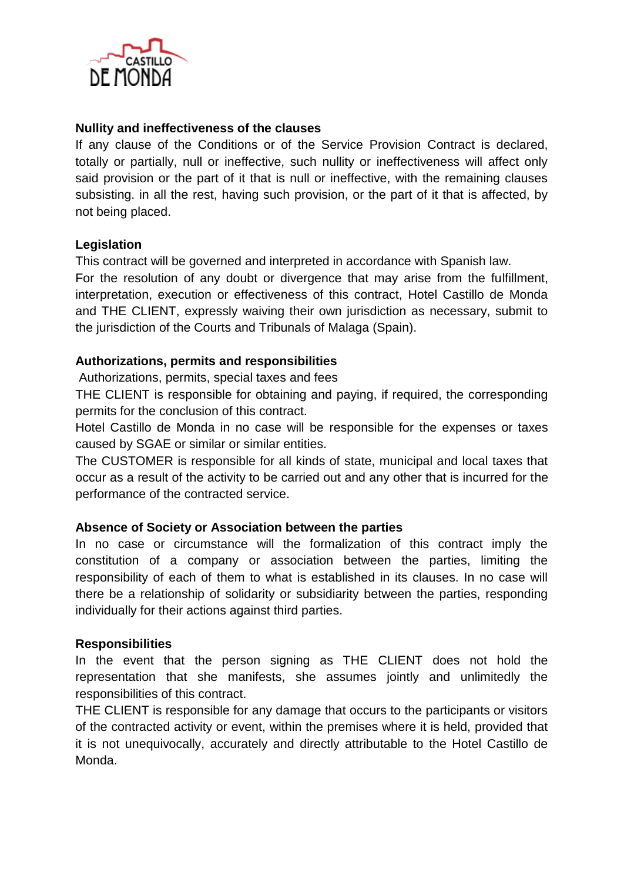**Nullity and ineffectiveness of the clauses**

If any clause of the Conditions or of the Service Provision Contract is declared, totally or partially, null or ineffective, such nullity or ineffectiveness will affect only said provision or the part of it that is null or ineffective, with the remaining clauses subsisting. in all the rest, having such provision, or the part of it that is affected, by not being placed.

**Legislation**

This contract will be governed and interpreted in accordance with Spanish law.

For the resolution of any doubt or divergence that may arise from the fulfillment, interpretation, execution or effectiveness of this contract, Hotel Castillo de Monda and THE CLIENT, expressly waiving their own jurisdiction as necessary, submit to the jurisdiction of the Courts and Tribunals of Malaga (Spain).

**Authorizations, permits and responsibilities**

Authorizations, permits, special taxes and fees

THE CLIENT is responsible for obtaining and paying, if required, the corresponding permits for the conclusion of this contract.

Hotel Castillo de Monda in no case will be responsible for the expenses or taxes caused by SGAE or similar or similar entities.

The CUSTOMER is responsible for all kinds of state, municipal and local taxes that occur as a result of the activity to be carried out and any other that is incurred for the performance of the contracted service.

**Absence of Society or Association between the parties**

In no case or circumstance will the formalization of this contract imply the constitution of a company or association between the parties, limiting the responsibility of each of them to what is established in its clauses. In no case will there be a relationship of solidarity or subsidiarity between the parties, responding individually for their actions against third parties.

**Responsibilities**

In the event that the person signing as THE CLIENT does not hold the representation that she manifests, she assumes jointly and unlimitedly the responsibilities of this contract.

THE CLIENT is responsible for any damage that occurs to the participants or visitors of the contracted activity or event, within the premises where it is held, provided that it is not unequivocally, accurately and directly attributable to the Hotel Castillo de Monda.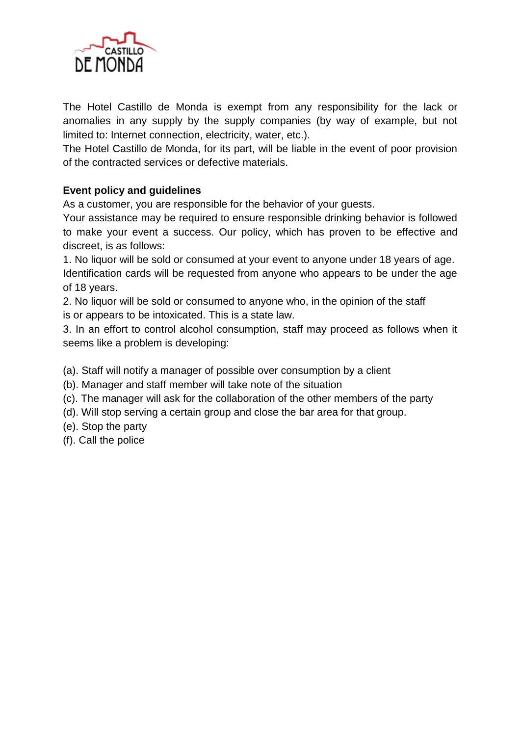The Hotel Castillo de Monda is exempt from any responsibility for the lack or anomalies in any supply by the supply companies (by way of example, but not limited to: Internet connection, electricity, water, etc.).
The Hotel Castillo de Monda, for its part, will be liable in the event of poor provision of the contracted services or defective materials.

**Event policy and guidelines**

As a customer, you are responsible for the behavior of your guests.
Your assistance may be required to ensure responsible drinking behavior is followed to make your event a success. Our policy, which has proven to be effective and discreet, is as follows:

1. No liquor will be sold or consumed at your event to anyone under 18 years of age. Identification cards will be requested from anyone who appears to be under the age of 18 years.
2. No liquor will be sold or consumed to anyone who, in the opinion of the staff is or appears to be intoxicated. This is a state law.
3. In an effort to control alcohol consumption, staff may proceed as follows when it seems like a problem is developing:

(a). Staff will notify a manager of possible over consumption by a client
(b). Manager and staff member will take note of the situation
(c). The manager will ask for the collaboration of the other members of the party
(d). Will stop serving a certain group and close the bar area for that group.
(e). Stop the party
(f). Call the police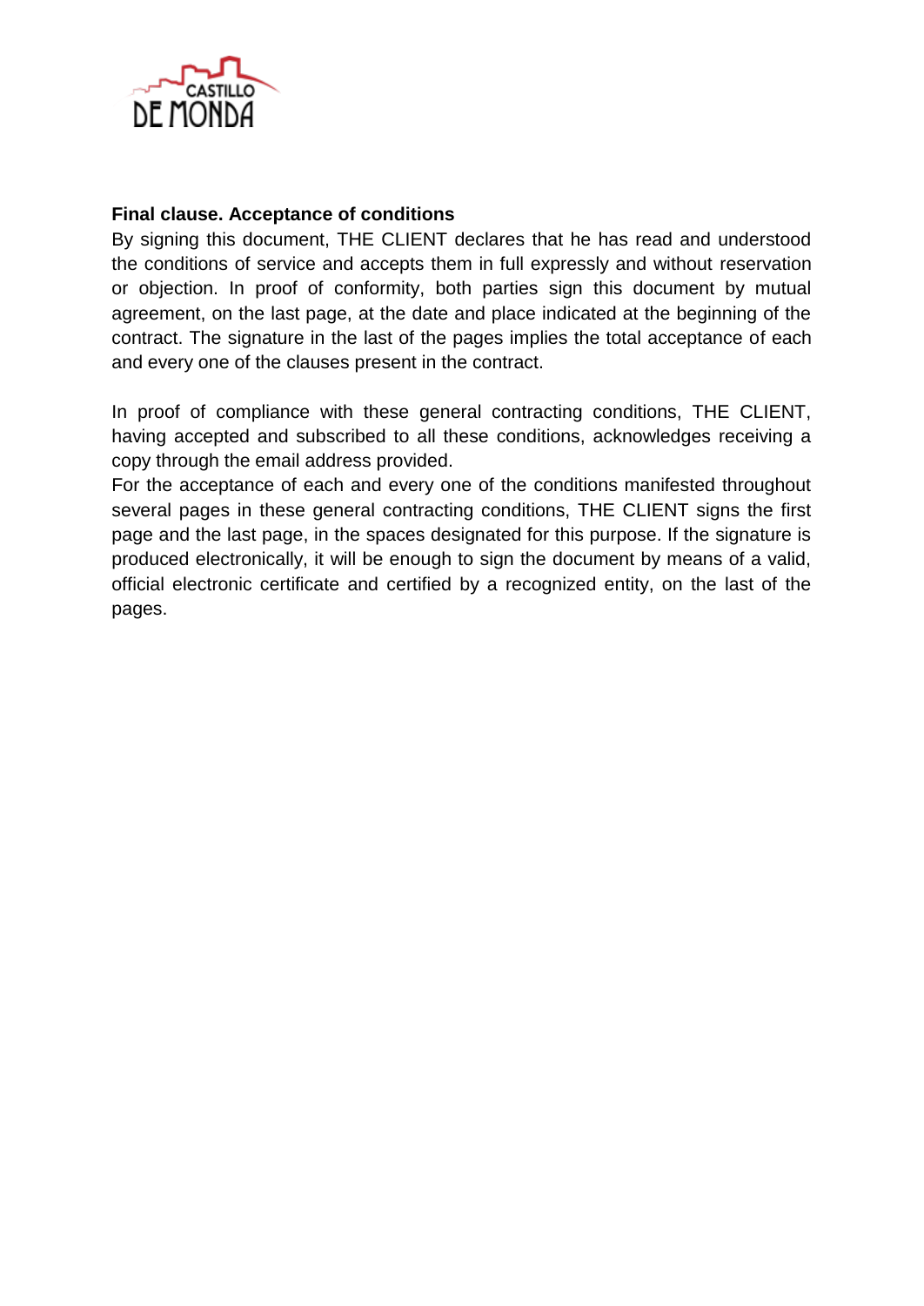**Final clause. Acceptance of conditions**

By signing this document, THE CLIENT declares that he has read and understood the conditions of service and accepts them in full expressly and without reservation or objection. In proof of conformity, both parties sign this document by mutual agreement, on the last page, at the date and place indicated at the beginning of the contract. The signature in the last of the pages implies the total acceptance of each and every one of the clauses present in the contract.

In proof of compliance with these general contracting conditions, THE CLIENT, having accepted and subscribed to all these conditions, acknowledges receiving a copy through the email address provided.

For the acceptance of each and every one of the conditions manifested throughout several pages in these general contracting conditions, THE CLIENT signs the first page and the last page, in the spaces designated for this purpose. If the signature is produced electronically, it will be enough to sign the document by means of a valid, official electronic certificate and certified by a recognized entity, on the last of the pages.